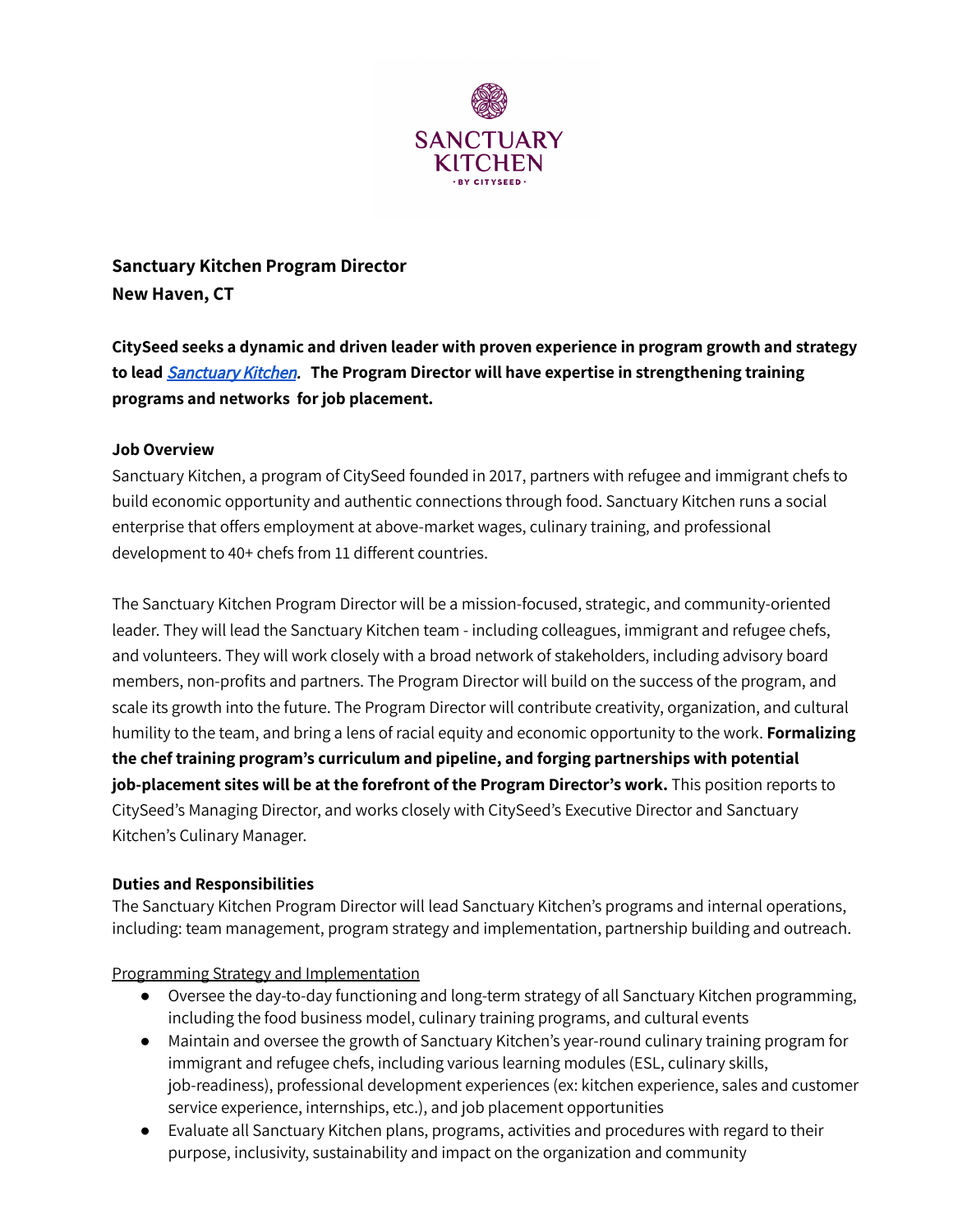# Sanctuary Kitchen Program Director
**New Haven, CT**

**CitySeed seeks a dynamic and driven leader with proven experience in program growth and strategy to lead *Sanctuary Kitchen*. The Program Director will have expertise in strengthening training programs and networks for job placement.**

### Job Overview

Sanctuary Kitchen, a program of CitySeed founded in 2017, partners with refugee and immigrant chefs to build economic opportunity and authentic connections through food. Sanctuary Kitchen runs a social enterprise that offers employment at above-market wages, culinary training, and professional development to 40+ chefs from 11 different countries.

The Sanctuary Kitchen Program Director will be a mission-focused, strategic, and community-oriented leader. They will lead the Sanctuary Kitchen team - including colleagues, immigrant and refugee chefs, and volunteers. They will work closely with a broad network of stakeholders, including advisory board members, non-profits and partners. The Program Director will build on the success of the program, and scale its growth into the future. The Program Director will contribute creativity, organization, and cultural humility to the team, and bring a lens of racial equity and economic opportunity to the work. **Formalizing the chef training program's curriculum and pipeline, and forging partnerships with potential job-placement sites will be at the forefront of the Program Director's work.** This position reports to CitySeed's Managing Director, and works closely with CitySeed's Executive Director and Sanctuary Kitchen's Culinary Manager.

### Duties and Responsibilities

The Sanctuary Kitchen Program Director will lead Sanctuary Kitchen's programs and internal operations, including: team management, program strategy and implementation, partnership building and outreach.

<u>Programming Strategy and Implementation</u>

- Oversee the day-to-day functioning and long-term strategy of all Sanctuary Kitchen programming, including the food business model, culinary training programs, and cultural events
- Maintain and oversee the growth of Sanctuary Kitchen's year-round culinary training program for immigrant and refugee chefs, including various learning modules (ESL, culinary skills, job-readiness), professional development experiences (ex: kitchen experience, sales and customer service experience, internships, etc.), and job placement opportunities
- Evaluate all Sanctuary Kitchen plans, programs, activities and procedures with regard to their purpose, inclusivity, sustainability and impact on the organization and community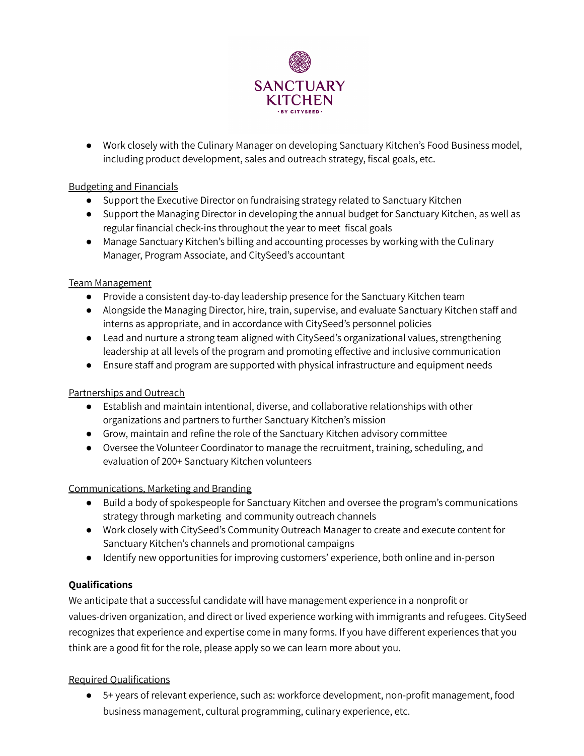- Work closely with the Culinary Manager on developing Sanctuary Kitchen's Food Business model, including product development, sales and outreach strategy, fiscal goals, etc.

Budgeting and Financials

- Support the Executive Director on fundraising strategy related to Sanctuary Kitchen
- Support the Managing Director in developing the annual budget for Sanctuary Kitchen, as well as regular financial check-ins throughout the year to meet fiscal goals
- Manage Sanctuary Kitchen's billing and accounting processes by working with the Culinary Manager, Program Associate, and CitySeed's accountant

Team Management

- Provide a consistent day-to-day leadership presence for the Sanctuary Kitchen team
- Alongside the Managing Director, hire, train, supervise, and evaluate Sanctuary Kitchen staff and interns as appropriate, and in accordance with CitySeed's personnel policies
- Lead and nurture a strong team aligned with CitySeed's organizational values, strengthening leadership at all levels of the program and promoting effective and inclusive communication
- Ensure staff and program are supported with physical infrastructure and equipment needs

Partnerships and Outreach

- Establish and maintain intentional, diverse, and collaborative relationships with other organizations and partners to further Sanctuary Kitchen's mission
- Grow, maintain and refine the role of the Sanctuary Kitchen advisory committee
- Oversee the Volunteer Coordinator to manage the recruitment, training, scheduling, and evaluation of 200+ Sanctuary Kitchen volunteers

Communications, Marketing and Branding

- Build a body of spokespeople for Sanctuary Kitchen and oversee the program's communications strategy through marketing and community outreach channels
- Work closely with CitySeed's Community Outreach Manager to create and execute content for Sanctuary Kitchen's channels and promotional campaigns
- Identify new opportunities for improving customers' experience, both online and in-person

**Qualifications**

We anticipate that a successful candidate will have management experience in a nonprofit or values-driven organization, and direct or lived experience working with immigrants and refugees. CitySeed recognizes that experience and expertise come in many forms. If you have different experiences that you think are a good fit for the role, please apply so we can learn more about you.

Required Qualifications

- 5+ years of relevant experience, such as: workforce development, non-profit management, food business management, cultural programming, culinary experience, etc.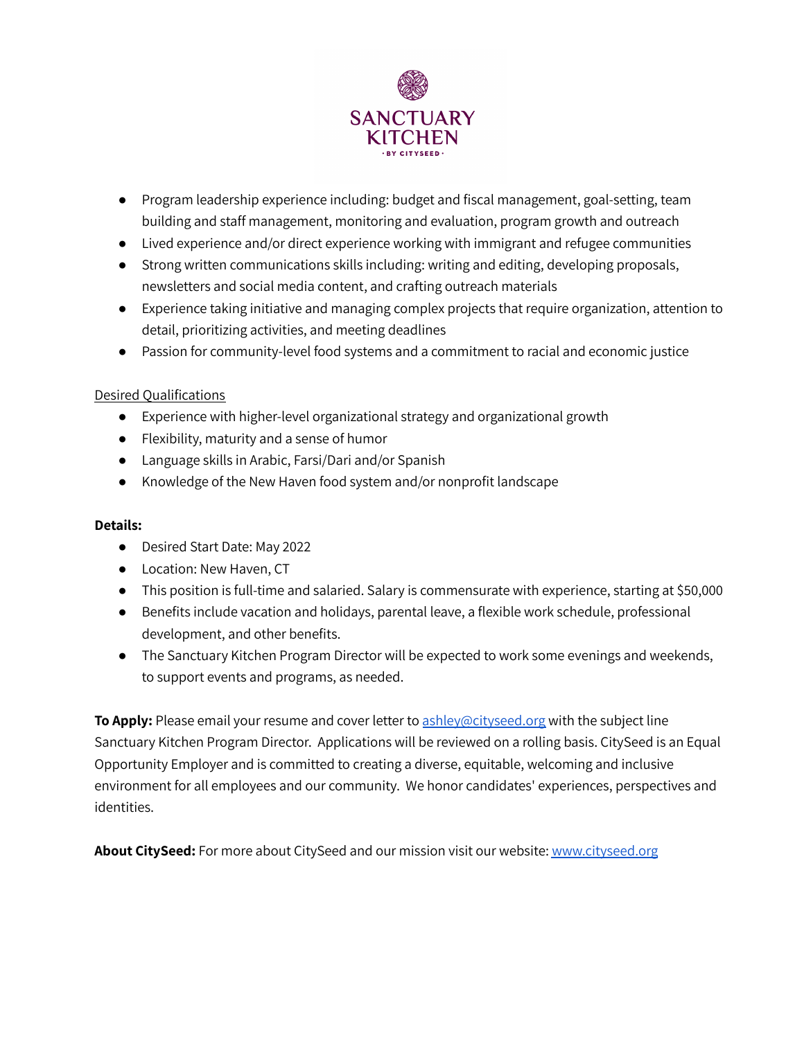SANCTUARY KITCHEN
· BY CITYSEED ·

- Program leadership experience including: budget and fiscal management, goal-setting, team building and staff management, monitoring and evaluation, program growth and outreach
- Lived experience and/or direct experience working with immigrant and refugee communities
- Strong written communications skills including: writing and editing, developing proposals, newsletters and social media content, and crafting outreach materials
- Experience taking initiative and managing complex projects that require organization, attention to detail, prioritizing activities, and meeting deadlines
- Passion for community-level food systems and a commitment to racial and economic justice

Desired Qualifications

- Experience with higher-level organizational strategy and organizational growth
- Flexibility, maturity and a sense of humor
- Language skills in Arabic, Farsi/Dari and/or Spanish
- Knowledge of the New Haven food system and/or nonprofit landscape

**Details:**

- Desired Start Date: May 2022
- Location: New Haven, CT
- This position is full-time and salaried. Salary is commensurate with experience, starting at $50,000
- Benefits include vacation and holidays, parental leave, a flexible work schedule, professional development, and other benefits.
- The Sanctuary Kitchen Program Director will be expected to work some evenings and weekends, to support events and programs, as needed.

**To Apply:** Please email your resume and cover letter to ashley@cityseed.org with the subject line Sanctuary Kitchen Program Director. Applications will be reviewed on a rolling basis. CitySeed is an Equal Opportunity Employer and is committed to creating a diverse, equitable, welcoming and inclusive environment for all employees and our community. We honor candidates' experiences, perspectives and identities.

**About CitySeed:** For more about CitySeed and our mission visit our website: www.cityseed.org